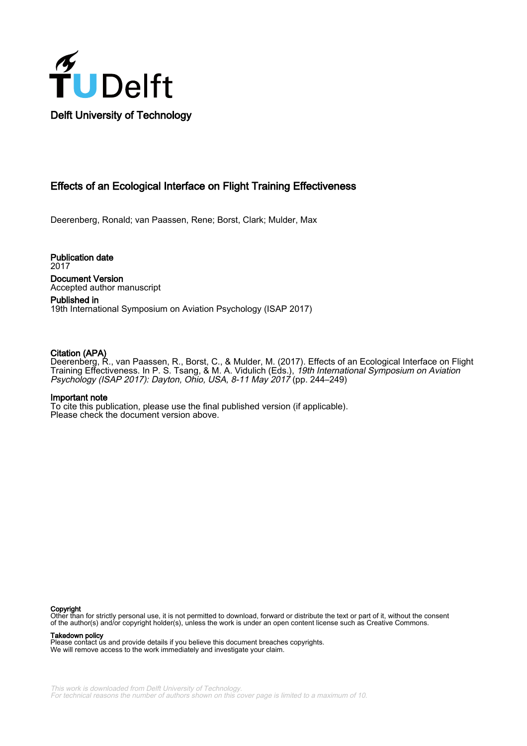Delft University of Technology

# Effects of an Ecological Interface on Flight Training Effectiveness

Deerenberg, Ronald; van Paassen, Rene; Borst, Clark; Mulder, Max

**Publication date**
2017

**Document Version**
Accepted author manuscript

**Published in**
19th International Symposium on Aviation Psychology (ISAP 2017)

**Citation (APA)**
Deerenberg, R., van Paassen, R., Borst, C., & Mulder, M. (2017). Effects of an Ecological Interface on Flight Training Effectiveness. In P. S. Tsang, & M. A. Vidulich (Eds.), *19th International Symposium on Aviation Psychology (ISAP 2017): Dayton, Ohio, USA, 8-11 May 2017* (pp. 244–249)

**Important note**
To cite this publication, please use the final published version (if applicable).
Please check the document version above.

**Copyright**
Other than for strictly personal use, it is not permitted to download, forward or distribute the text or part of it, without the consent of the author(s) and/or copyright holder(s), unless the work is under an open content license such as Creative Commons.

**Takedown policy**
Please contact us and provide details if you believe this document breaches copyrights.
We will remove access to the work immediately and investigate your claim.

*This work is downloaded from Delft University of Technology.*
*For technical reasons the number of authors shown on this cover page is limited to a maximum of 10.*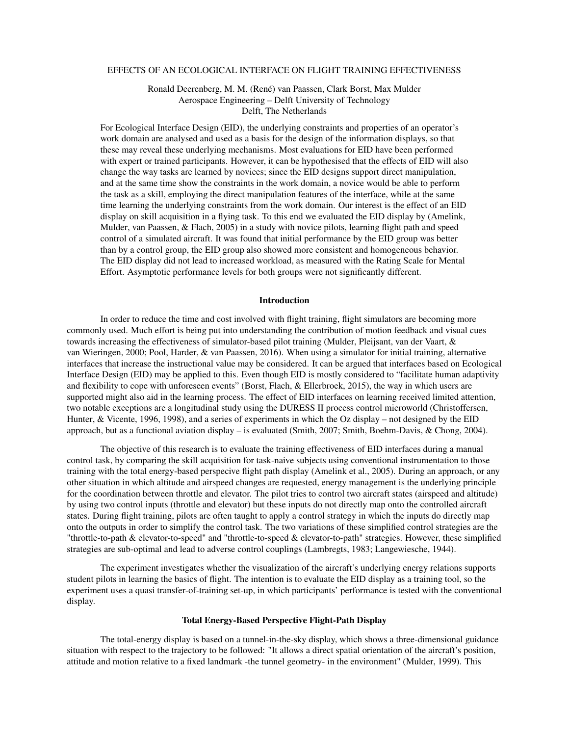# EFFECTS OF AN ECOLOGICAL INTERFACE ON FLIGHT TRAINING EFFECTIVENESS

Ronald Deerenberg, M. M. (René) van Paassen, Clark Borst, Max Mulder
Aerospace Engineering – Delft University of Technology
Delft, The Netherlands

For Ecological Interface Design (EID), the underlying constraints and properties of an operator's work domain are analysed and used as a basis for the design of the information displays, so that these may reveal these underlying mechanisms. Most evaluations for EID have been performed with expert or trained participants. However, it can be hypothesised that the effects of EID will also change the way tasks are learned by novices; since the EID designs support direct manipulation, and at the same time show the constraints in the work domain, a novice would be able to perform the task as a skill, employing the direct manipulation features of the interface, while at the same time learning the underlying constraints from the work domain. Our interest is the effect of an EID display on skill acquisition in a flying task. To this end we evaluated the EID display by (Amelink, Mulder, van Paassen, & Flach, 2005) in a study with novice pilots, learning flight path and speed control of a simulated aircraft. It was found that initial performance by the EID group was better than by a control group, the EID group also showed more consistent and homogeneous behavior. The EID display did not lead to increased workload, as measured with the Rating Scale for Mental Effort. Asymptotic performance levels for both groups were not significantly different.

## Introduction

In order to reduce the time and cost involved with flight training, flight simulators are becoming more commonly used. Much effort is being put into understanding the contribution of motion feedback and visual cues towards increasing the effectiveness of simulator-based pilot training (Mulder, Pleijsant, van der Vaart, & van Wieringen, 2000; Pool, Harder, & van Paassen, 2016). When using a simulator for initial training, alternative interfaces that increase the instructional value may be considered. It can be argued that interfaces based on Ecological Interface Design (EID) may be applied to this. Even though EID is mostly considered to "facilitate human adaptivity and flexibility to cope with unforeseen events" (Borst, Flach, & Ellerbroek, 2015), the way in which users are supported might also aid in the learning process. The effect of EID interfaces on learning received limited attention, two notable exceptions are a longitudinal study using the DURESS II process control microworld (Christoffersen, Hunter, & Vicente, 1996, 1998), and a series of experiments in which the Oz display – not designed by the EID approach, but as a functional aviation display – is evaluated (Smith, 2007; Smith, Boehm-Davis, & Chong, 2004).

The objective of this research is to evaluate the training effectiveness of EID interfaces during a manual control task, by comparing the skill acquisition for task-naive subjects using conventional instrumentation to those training with the total energy-based perspecive flight path display (Amelink et al., 2005). During an approach, or any other situation in which altitude and airspeed changes are requested, energy management is the underlying principle for the coordination between throttle and elevator. The pilot tries to control two aircraft states (airspeed and altitude) by using two control inputs (throttle and elevator) but these inputs do not directly map onto the controlled aircraft states. During flight training, pilots are often taught to apply a control strategy in which the inputs do directly map onto the outputs in order to simplify the control task. The two variations of these simplified control strategies are the "throttle-to-path & elevator-to-speed" and "throttle-to-speed & elevator-to-path" strategies. However, these simplified strategies are sub-optimal and lead to adverse control couplings (Lambregts, 1983; Langewiesche, 1944).

The experiment investigates whether the visualization of the aircraft's underlying energy relations supports student pilots in learning the basics of flight. The intention is to evaluate the EID display as a training tool, so the experiment uses a quasi transfer-of-training set-up, in which participants' performance is tested with the conventional display.

## Total Energy-Based Perspective Flight-Path Display

The total-energy display is based on a tunnel-in-the-sky display, which shows a three-dimensional guidance situation with respect to the trajectory to be followed: "It allows a direct spatial orientation of the aircraft's position, attitude and motion relative to a fixed landmark -the tunnel geometry- in the environment" (Mulder, 1999). This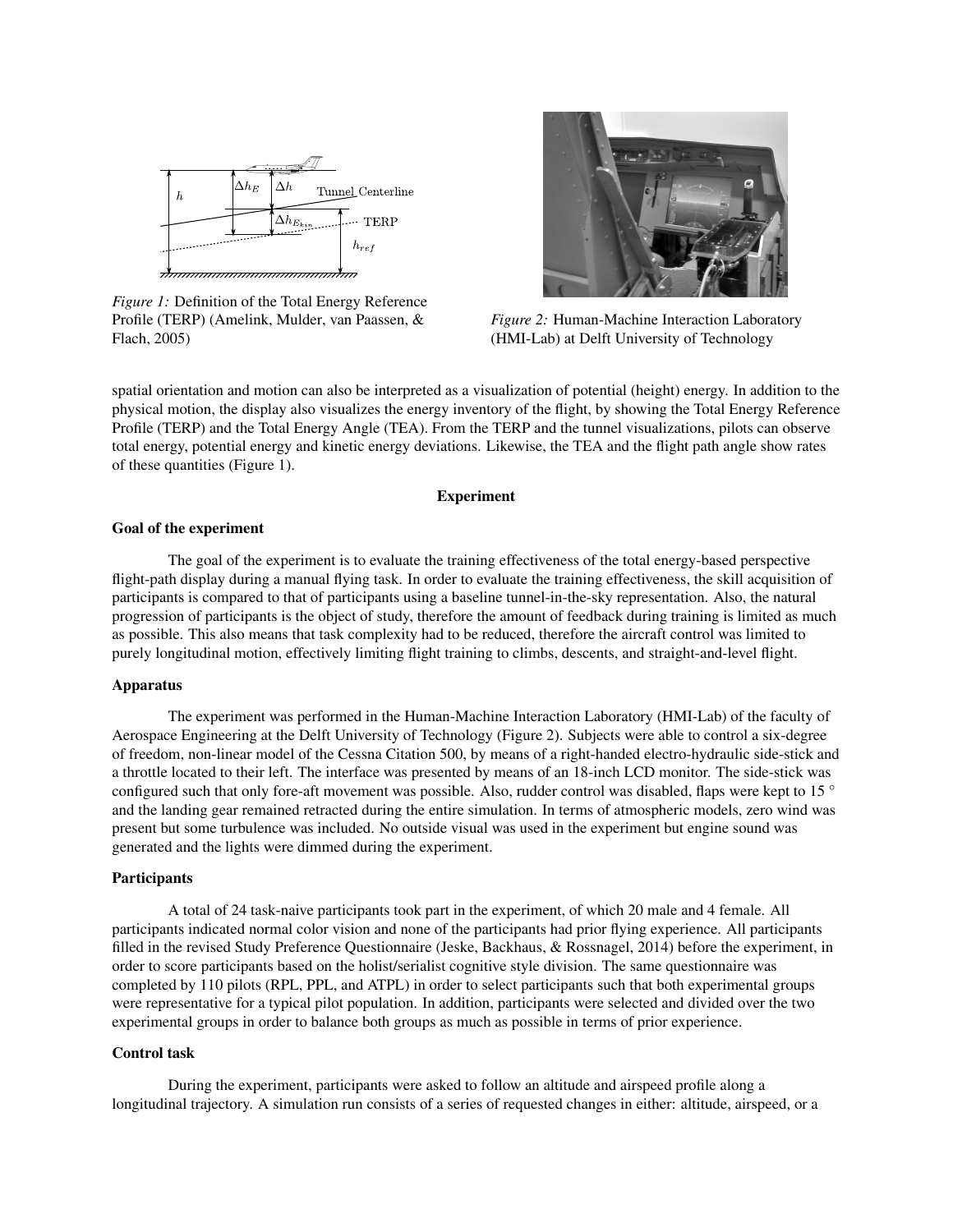*Figure 1:* Definition of the Total Energy Reference Profile (TERP) (Amelink, Mulder, van Paassen, & Flach, 2005)

*Figure 2:* Human-Machine Interaction Laboratory (HMI-Lab) at Delft University of Technology

spatial orientation and motion can also be interpreted as a visualization of potential (height) energy. In addition to the physical motion, the display also visualizes the energy inventory of the flight, by showing the Total Energy Reference Profile (TERP) and the Total Energy Angle (TEA). From the TERP and the tunnel visualizations, pilots can observe total energy, potential energy and kinetic energy deviations. Likewise, the TEA and the flight path angle show rates of these quantities (Figure 1).

## Experiment

### Goal of the experiment

The goal of the experiment is to evaluate the training effectiveness of the total energy-based perspective flight-path display during a manual flying task. In order to evaluate the training effectiveness, the skill acquisition of participants is compared to that of participants using a baseline tunnel-in-the-sky representation. Also, the natural progression of participants is the object of study, therefore the amount of feedback during training is limited as much as possible. This also means that task complexity had to be reduced, therefore the aircraft control was limited to purely longitudinal motion, effectively limiting flight training to climbs, descents, and straight-and-level flight.

### Apparatus

The experiment was performed in the Human-Machine Interaction Laboratory (HMI-Lab) of the faculty of Aerospace Engineering at the Delft University of Technology (Figure 2). Subjects were able to control a six-degree of freedom, non-linear model of the Cessna Citation 500, by means of a right-handed electro-hydraulic side-stick and a throttle located to their left. The interface was presented by means of an 18-inch LCD monitor. The side-stick was configured such that only fore-aft movement was possible. Also, rudder control was disabled, flaps were kept to 15 ° and the landing gear remained retracted during the entire simulation. In terms of atmospheric models, zero wind was present but some turbulence was included. No outside visual was used in the experiment but engine sound was generated and the lights were dimmed during the experiment.

### Participants

A total of 24 task-naive participants took part in the experiment, of which 20 male and 4 female. All participants indicated normal color vision and none of the participants had prior flying experience. All participants filled in the revised Study Preference Questionnaire (Jeske, Backhaus, & Rossnagel, 2014) before the experiment, in order to score participants based on the holist/serialist cognitive style division. The same questionnaire was completed by 110 pilots (RPL, PPL, and ATPL) in order to select participants such that both experimental groups were representative for a typical pilot population. In addition, participants were selected and divided over the two experimental groups in order to balance both groups as much as possible in terms of prior experience.

### Control task

During the experiment, participants were asked to follow an altitude and airspeed profile along a longitudinal trajectory. A simulation run consists of a series of requested changes in either: altitude, airspeed, or a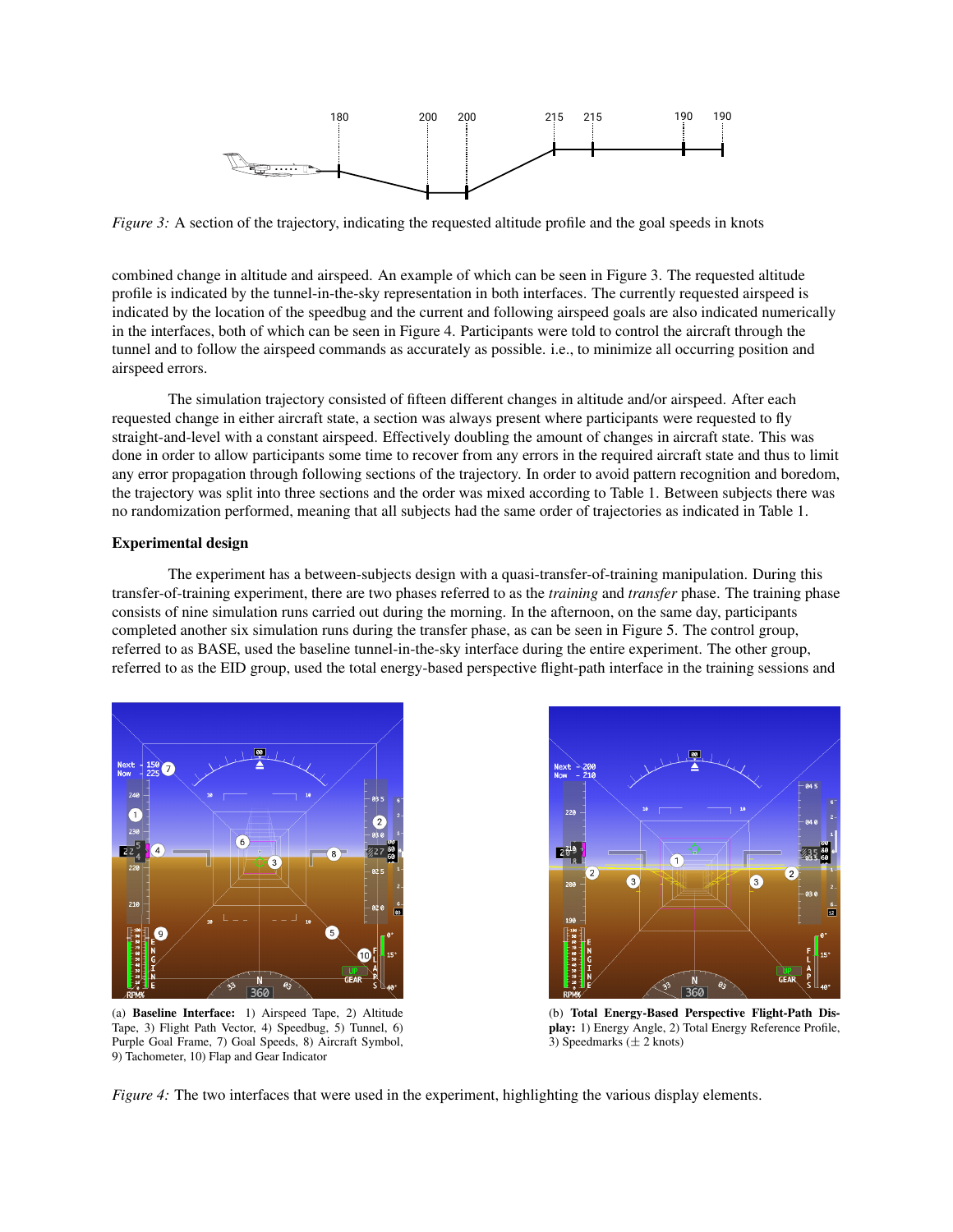*Figure 3:* A section of the trajectory, indicating the requested altitude profile and the goal speeds in knots

combined change in altitude and airspeed. An example of which can be seen in Figure 3. The requested altitude profile is indicated by the tunnel-in-the-sky representation in both interfaces. The currently requested airspeed is indicated by the location of the speedbug and the current and following airspeed goals are also indicated numerically in the interfaces, both of which can be seen in Figure 4. Participants were told to control the aircraft through the tunnel and to follow the airspeed commands as accurately as possible. i.e., to minimize all occurring position and airspeed errors.

The simulation trajectory consisted of fifteen different changes in altitude and/or airspeed. After each requested change in either aircraft state, a section was always present where participants were requested to fly straight-and-level with a constant airspeed. Effectively doubling the amount of changes in aircraft state. This was done in order to allow participants some time to recover from any errors in the required aircraft state and thus to limit any error propagation through following sections of the trajectory. In order to avoid pattern recognition and boredom, the trajectory was split into three sections and the order was mixed according to Table 1. Between subjects there was no randomization performed, meaning that all subjects had the same order of trajectories as indicated in Table 1.

### Experimental design

The experiment has a between-subjects design with a quasi-transfer-of-training manipulation. During this transfer-of-training experiment, there are two phases referred to as the *training* and *transfer* phase. The training phase consists of nine simulation runs carried out during the morning. In the afternoon, on the same day, participants completed another six simulation runs during the transfer phase, as can be seen in Figure 5. The control group, referred to as BASE, used the baseline tunnel-in-the-sky interface during the entire experiment. The other group, referred to as the EID group, used the total energy-based perspective flight-path interface in the training sessions and

(a) **Baseline Interface:** 1) Airspeed Tape, 2) Altitude Tape, 3) Flight Path Vector, 4) Speedbug, 5) Tunnel, 6) Purple Goal Frame, 7) Goal Speeds, 8) Aircraft Symbol, 9) Tachometer, 10) Flap and Gear Indicator

(b) **Total Energy-Based Perspective Flight-Path Display:** 1) Energy Angle, 2) Total Energy Reference Profile, 3) Speedmarks (± 2 knots)

*Figure 4:* The two interfaces that were used in the experiment, highlighting the various display elements.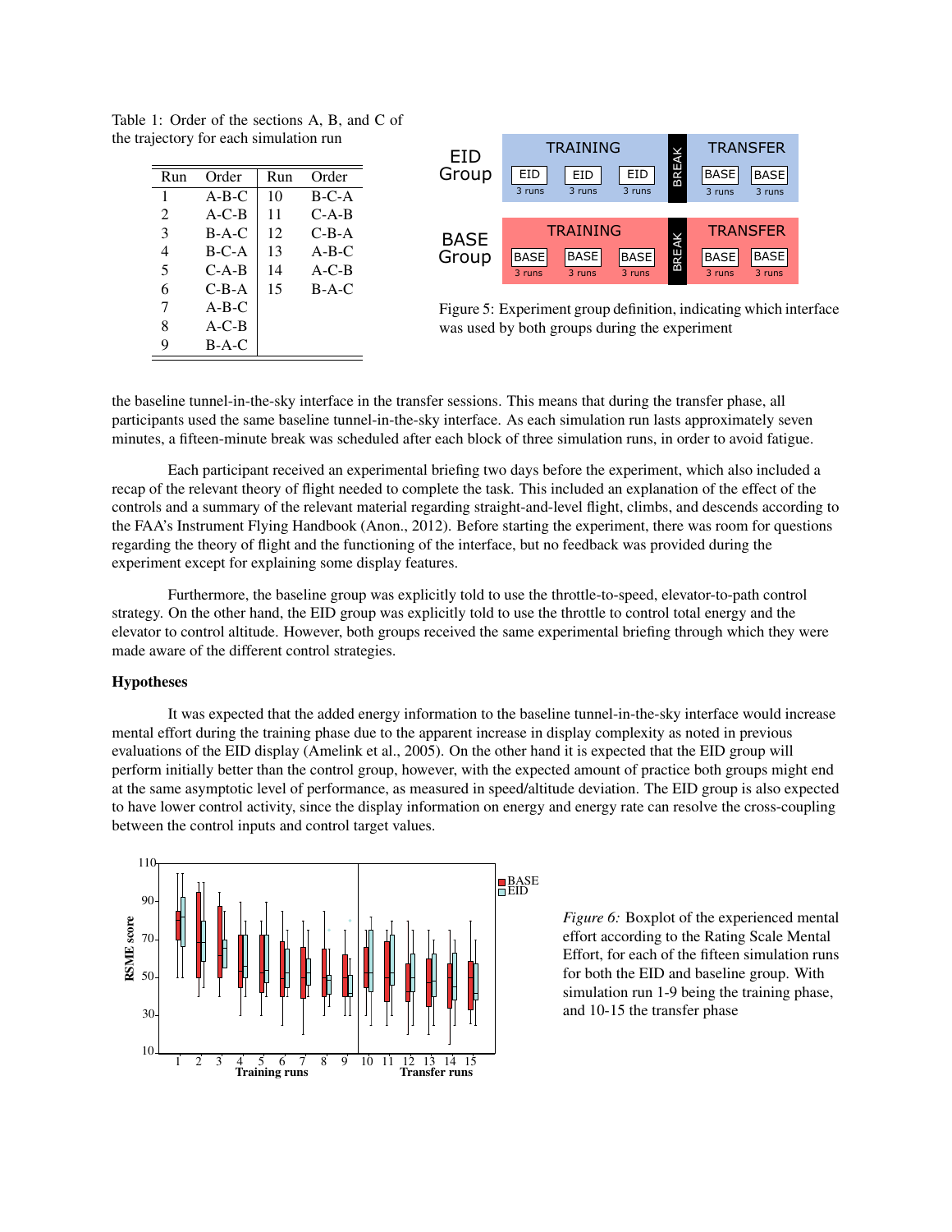Table 1: Order of the sections A, B, and C of the trajectory for each simulation run

| Run | Order | Run | Order |
|---|---|---|---|
| 1 | A-B-C | 10 | B-C-A |
| 2 | A-C-B | 11 | C-A-B |
| 3 | B-A-C | 12 | C-B-A |
| 4 | B-C-A | 13 | A-B-C |
| 5 | C-A-B | 14 | A-C-B |
| 6 | C-B-A | 15 | B-A-C |
| 7 | A-B-C | | |
| 8 | A-C-B | | |
| 9 | B-A-C | | |

Figure 5: Experiment group definition, indicating which interface was used by both groups during the experiment

the baseline tunnel-in-the-sky interface in the transfer sessions. This means that during the transfer phase, all participants used the same baseline tunnel-in-the-sky interface. As each simulation run lasts approximately seven minutes, a fifteen-minute break was scheduled after each block of three simulation runs, in order to avoid fatigue.

Each participant received an experimental briefing two days before the experiment, which also included a recap of the relevant theory of flight needed to complete the task. This included an explanation of the effect of the controls and a summary of the relevant material regarding straight-and-level flight, climbs, and descends according to the FAA's Instrument Flying Handbook (Anon., 2012). Before starting the experiment, there was room for questions regarding the theory of flight and the functioning of the interface, but no feedback was provided during the experiment except for explaining some display features.

Furthermore, the baseline group was explicitly told to use the throttle-to-speed, elevator-to-path control strategy. On the other hand, the EID group was explicitly told to use the throttle to control total energy and the elevator to control altitude. However, both groups received the same experimental briefing through which they were made aware of the different control strategies.

**Hypotheses**

It was expected that the added energy information to the baseline tunnel-in-the-sky interface would increase mental effort during the training phase due to the apparent increase in display complexity as noted in previous evaluations of the EID display (Amelink et al., 2005). On the other hand it is expected that the EID group will perform initially better than the control group, however, with the expected amount of practice both groups might end at the same asymptotic level of performance, as measured in speed/altitude deviation. The EID group is also expected to have lower control activity, since the display information on energy and energy rate can resolve the cross-coupling between the control inputs and control target values.

*Figure 6:* Boxplot of the experienced mental effort according to the Rating Scale Mental Effort, for each of the fifteen simulation runs for both the EID and baseline group. With simulation run 1-9 being the training phase, and 10-15 the transfer phase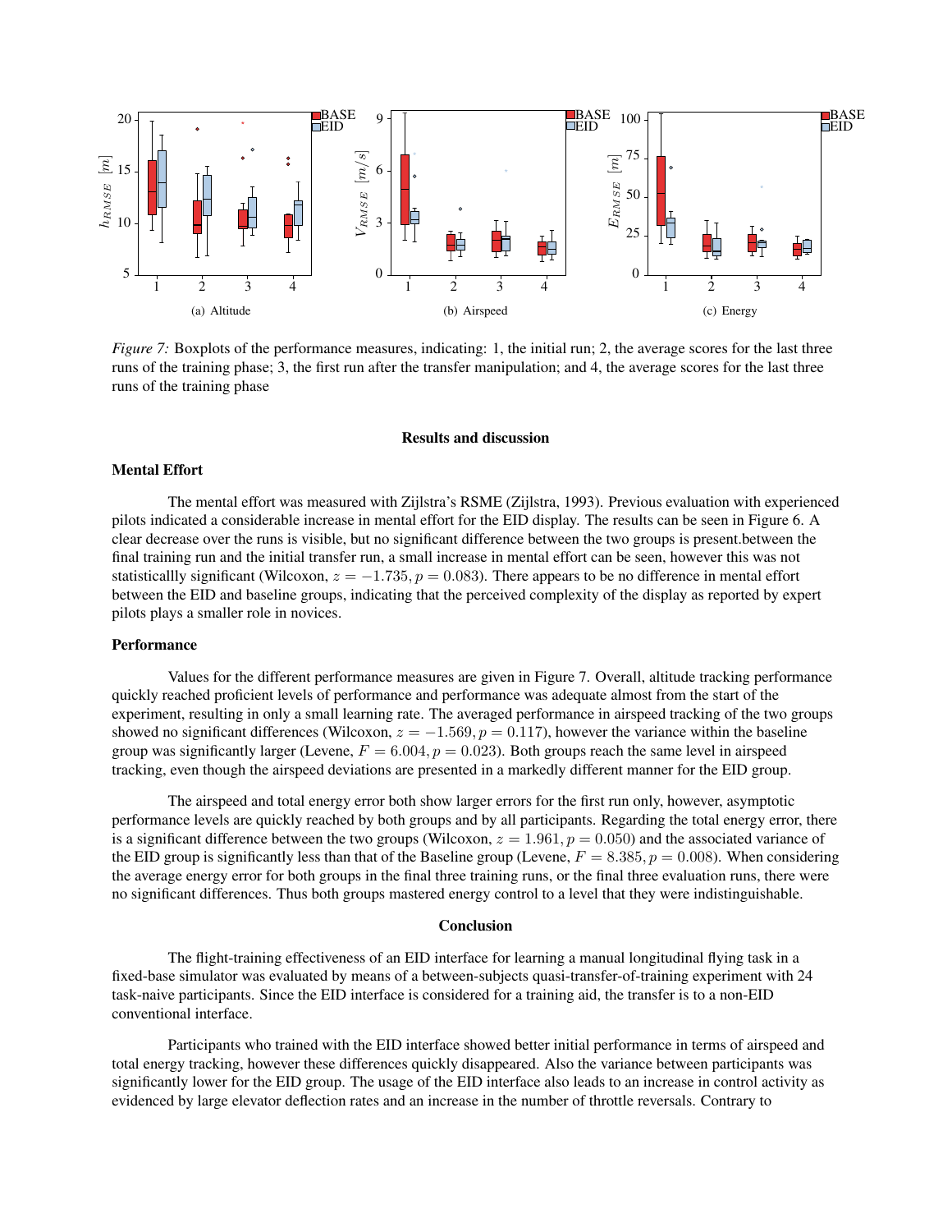*Figure 7:* Boxplots of the performance measures, indicating: 1, the initial run; 2, the average scores for the last three runs of the training phase; 3, the first run after the transfer manipulation; and 4, the average scores for the last three runs of the training phase

## Results and discussion

### Mental Effort

The mental effort was measured with Zijlstra's RSME (Zijlstra, 1993). Previous evaluation with experienced pilots indicated a considerable increase in mental effort for the EID display. The results can be seen in Figure 6. A clear decrease over the runs is visible, but no significant difference between the two groups is present.between the final training run and the initial transfer run, a small increase in mental effort can be seen, however this was not statisticallly significant (Wilcoxon, $z = -1.735, p = 0.083$). There appears to be no difference in mental effort between the EID and baseline groups, indicating that the perceived complexity of the display as reported by expert pilots plays a smaller role in novices.

### Performance

Values for the different performance measures are given in Figure 7. Overall, altitude tracking performance quickly reached proficient levels of performance and performance was adequate almost from the start of the experiment, resulting in only a small learning rate. The averaged performance in airspeed tracking of the two groups showed no significant differences (Wilcoxon, $z = -1.569, p = 0.117$), however the variance within the baseline group was significantly larger (Levene, $F = 6.004, p = 0.023$). Both groups reach the same level in airspeed tracking, even though the airspeed deviations are presented in a markedly different manner for the EID group.

The airspeed and total energy error both show larger errors for the first run only, however, asymptotic performance levels are quickly reached by both groups and by all participants. Regarding the total energy error, there is a significant difference between the two groups (Wilcoxon, $z = 1.961, p = 0.050$) and the associated variance of the EID group is significantly less than that of the Baseline group (Levene, $F = 8.385, p = 0.008$). When considering the average energy error for both groups in the final three training runs, or the final three evaluation runs, there were no significant differences. Thus both groups mastered energy control to a level that they were indistinguishable.

## Conclusion

The flight-training effectiveness of an EID interface for learning a manual longitudinal flying task in a fixed-base simulator was evaluated by means of a between-subjects quasi-transfer-of-training experiment with 24 task-naive participants. Since the EID interface is considered for a training aid, the transfer is to a non-EID conventional interface.

Participants who trained with the EID interface showed better initial performance in terms of airspeed and total energy tracking, however these differences quickly disappeared. Also the variance between participants was significantly lower for the EID group. The usage of the EID interface also leads to an increase in control activity as evidenced by large elevator deflection rates and an increase in the number of throttle reversals. Contrary to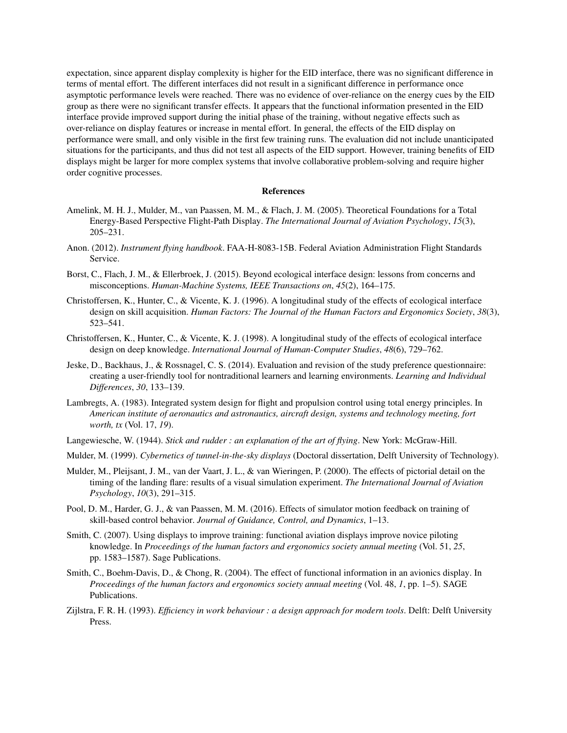expectation, since apparent display complexity is higher for the EID interface, there was no significant difference in terms of mental effort. The different interfaces did not result in a significant difference in performance once asymptotic performance levels were reached. There was no evidence of over-reliance on the energy cues by the EID group as there were no significant transfer effects. It appears that the functional information presented in the EID interface provide improved support during the initial phase of the training, without negative effects such as over-reliance on display features or increase in mental effort. In general, the effects of the EID display on performance were small, and only visible in the first few training runs. The evaluation did not include unanticipated situations for the participants, and thus did not test all aspects of the EID support. However, training benefits of EID displays might be larger for more complex systems that involve collaborative problem-solving and require higher order cognitive processes.

## References

Amelink, M. H. J., Mulder, M., van Paassen, M. M., & Flach, J. M. (2005). Theoretical Foundations for a Total Energy-Based Perspective Flight-Path Display. *The International Journal of Aviation Psychology*, *15*(3), 205–231.

Anon. (2012). *Instrument flying handbook*. FAA-H-8083-15B. Federal Aviation Administration Flight Standards Service.

Borst, C., Flach, J. M., & Ellerbroek, J. (2015). Beyond ecological interface design: lessons from concerns and misconceptions. *Human-Machine Systems, IEEE Transactions on*, *45*(2), 164–175.

Christoffersen, K., Hunter, C., & Vicente, K. J. (1996). A longitudinal study of the effects of ecological interface design on skill acquisition. *Human Factors: The Journal of the Human Factors and Ergonomics Society*, *38*(3), 523–541.

Christoffersen, K., Hunter, C., & Vicente, K. J. (1998). A longitudinal study of the effects of ecological interface design on deep knowledge. *International Journal of Human-Computer Studies*, *48*(6), 729–762.

Jeske, D., Backhaus, J., & Rossnagel, C. S. (2014). Evaluation and revision of the study preference questionnaire: creating a user-friendly tool for nontraditional learners and learning environments. *Learning and Individual Differences*, *30*, 133–139.

Lambregts, A. (1983). Integrated system design for flight and propulsion control using total energy principles. In *American institute of aeronautics and astronautics, aircraft design, systems and technology meeting, fort worth, tx* (Vol. 17, *19*).

Langewiesche, W. (1944). *Stick and rudder : an explanation of the art of flying*. New York: McGraw-Hill.

Mulder, M. (1999). *Cybernetics of tunnel-in-the-sky displays* (Doctoral dissertation, Delft University of Technology).

Mulder, M., Pleijsant, J. M., van der Vaart, J. L., & van Wieringen, P. (2000). The effects of pictorial detail on the timing of the landing flare: results of a visual simulation experiment. *The International Journal of Aviation Psychology*, *10*(3), 291–315.

Pool, D. M., Harder, G. J., & van Paassen, M. M. (2016). Effects of simulator motion feedback on training of skill-based control behavior. *Journal of Guidance, Control, and Dynamics*, 1–13.

Smith, C. (2007). Using displays to improve training: functional aviation displays improve novice piloting knowledge. In *Proceedings of the human factors and ergonomics society annual meeting* (Vol. 51, *25*, pp. 1583–1587). Sage Publications.

Smith, C., Boehm-Davis, D., & Chong, R. (2004). The effect of functional information in an avionics display. In *Proceedings of the human factors and ergonomics society annual meeting* (Vol. 48, *1*, pp. 1–5). SAGE Publications.

Zijlstra, F. R. H. (1993). *Efficiency in work behaviour : a design approach for modern tools*. Delft: Delft University Press.